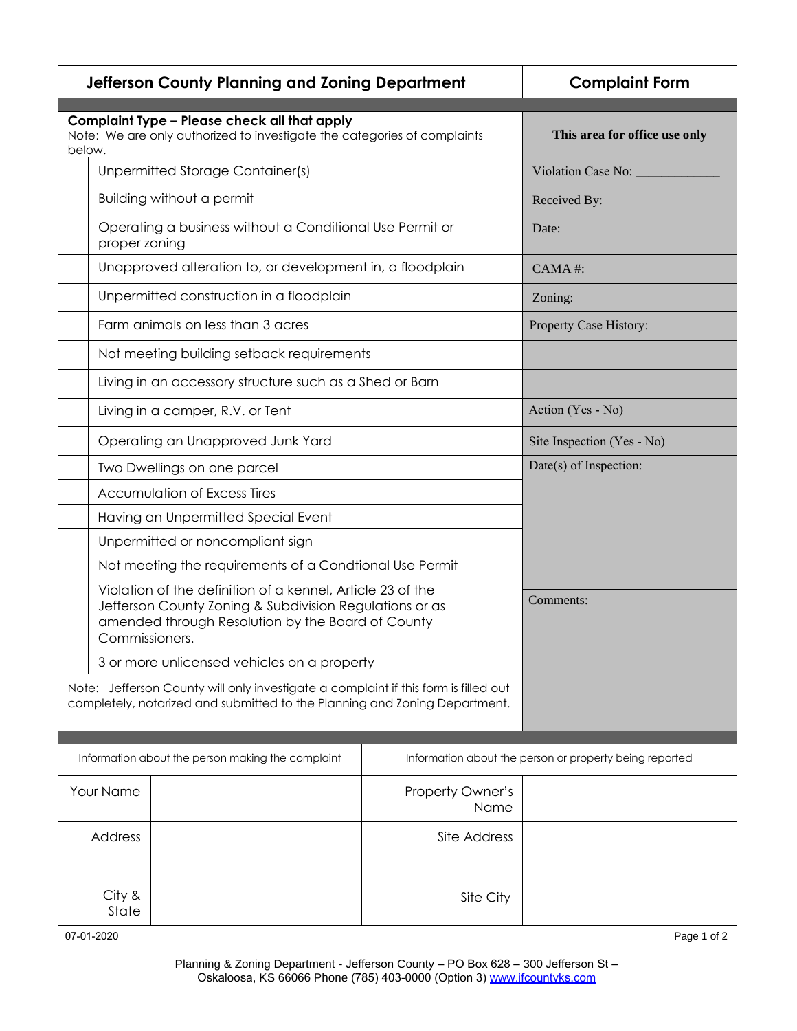| Jefferson County Planning and Zoning Department | | Complaint Form |
|---|---|---|
| **Complaint Type – Please check all that apply**<br>Note: We are only authorized to investigate the categories of complaints below. | | **This area for office use only** |
| | Unpermitted Storage Container(s) | Violation Case No: _____________ |
| | Building without a permit | Received By: |
| | Operating a business without a Conditional Use Permit or proper zoning | Date: |
| | Unapproved alteration to, or development in, a floodplain | CAMA #: |
| | Unpermitted construction in a floodplain | Zoning: |
| | Farm animals on less than 3 acres | Property Case History: |
| | Not meeting building setback requirements | |
| | Living in an accessory structure such as a Shed or Barn | |
| | Living in a camper, R.V. or Tent | Action (Yes - No) |
| | Operating an Unapproved Junk Yard | Site Inspection (Yes - No) |
| | Two Dwellings on one parcel | Date(s) of Inspection: |
| | Accumulation of Excess Tires | |
| | Having an Unpermitted Special Event | |
| | Unpermitted or noncompliant sign | |
| | Not meeting the requirements of a Condtional Use Permit | |
| | Violation of the definition of a kennel, Article 23 of the Jefferson County Zoning & Subdivision Regulations or as amended through Resolution by the Board of County Commissioners. | Comments: |
| | 3 or more unlicensed vehicles on a property | |
| Note: Jefferson County will only investigate a complaint if this form is filled out completely, notarized and submitted to the Planning and Zoning Department. | | |

| Information about the person making the complaint | | Information about the person or property being reported | |
|---|---|---|---|
| Your Name | | Property Owner's Name | |
| Address | | Site Address | |
| City & State | | Site City | |

07-01-2020

Planning & Zoning Department - Jefferson County – PO Box 628 – 300 Jefferson St – Oskaloosa, KS 66066 Phone (785) 403-0000 (Option 3) www.jfcountyks.com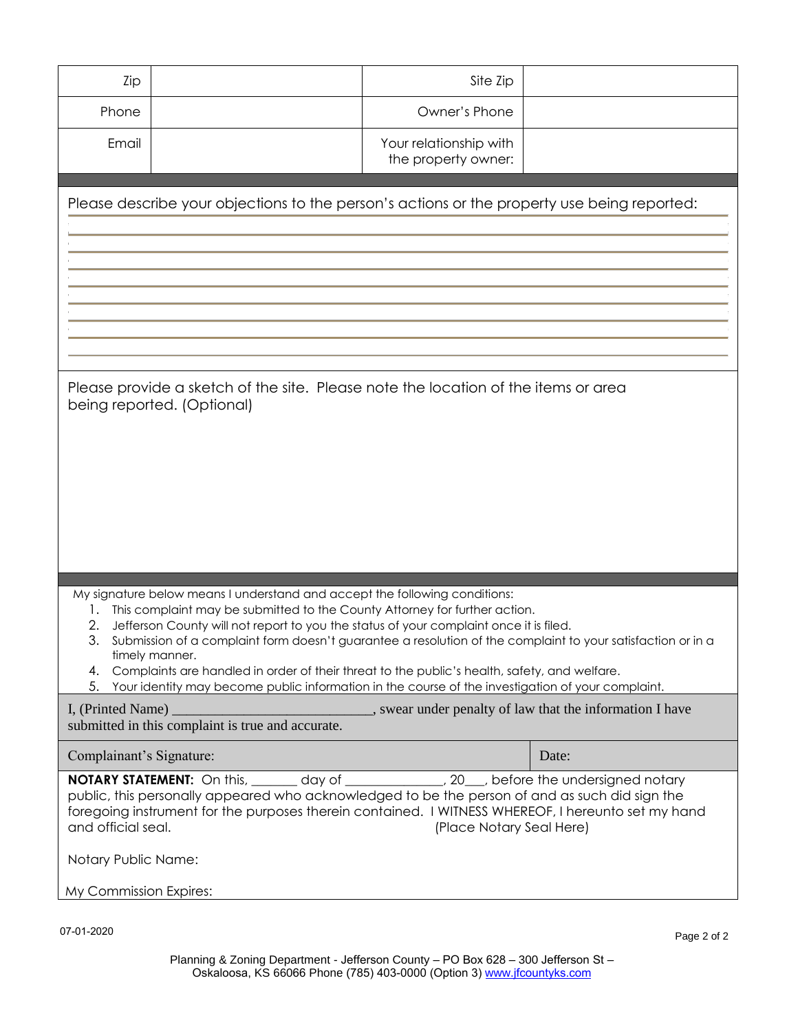| | | | |
|---|---|---|---|
| Zip | | Site Zip | |
| Phone | | Owner's Phone | |
| Email | | Your relationship with the property owner: | |

Please describe your objections to the person's actions or the property use being reported:

Please provide a sketch of the site. Please note the location of the items or area being reported. (Optional)

My signature below means I understand and accept the following conditions:

1. This complaint may be submitted to the County Attorney for further action.
2. Jefferson County will not report to you the status of your complaint once it is filed.
3. Submission of a complaint form doesn't guarantee a resolution of the complaint to your satisfaction or in a timely manner.
4. Complaints are handled in order of their threat to the public's health, safety, and welfare.
5. Your identity may become public information in the course of the investigation of your complaint.

I, (Printed Name) ___________________________, swear under penalty of law that the information I have submitted in this complaint is true and accurate.

| | |
|---|---|
| Complainant's Signature: | Date: |

**NOTARY STATEMENT:** On this, _______ day of ______________, 20___, before the undersigned notary public, this personally appeared who acknowledged to be the person of and as such did sign the foregoing instrument for the purposes therein contained. I WITNESS WHEREOF, I hereunto set my hand and official seal. (Place Notary Seal Here)

Notary Public Name:

My Commission Expires:

07-01-2020

Planning & Zoning Department - Jefferson County – PO Box 628 – 300 Jefferson St – Oskaloosa, KS 66066 Phone (785) 403-0000 (Option 3) www.jfcountyks.com